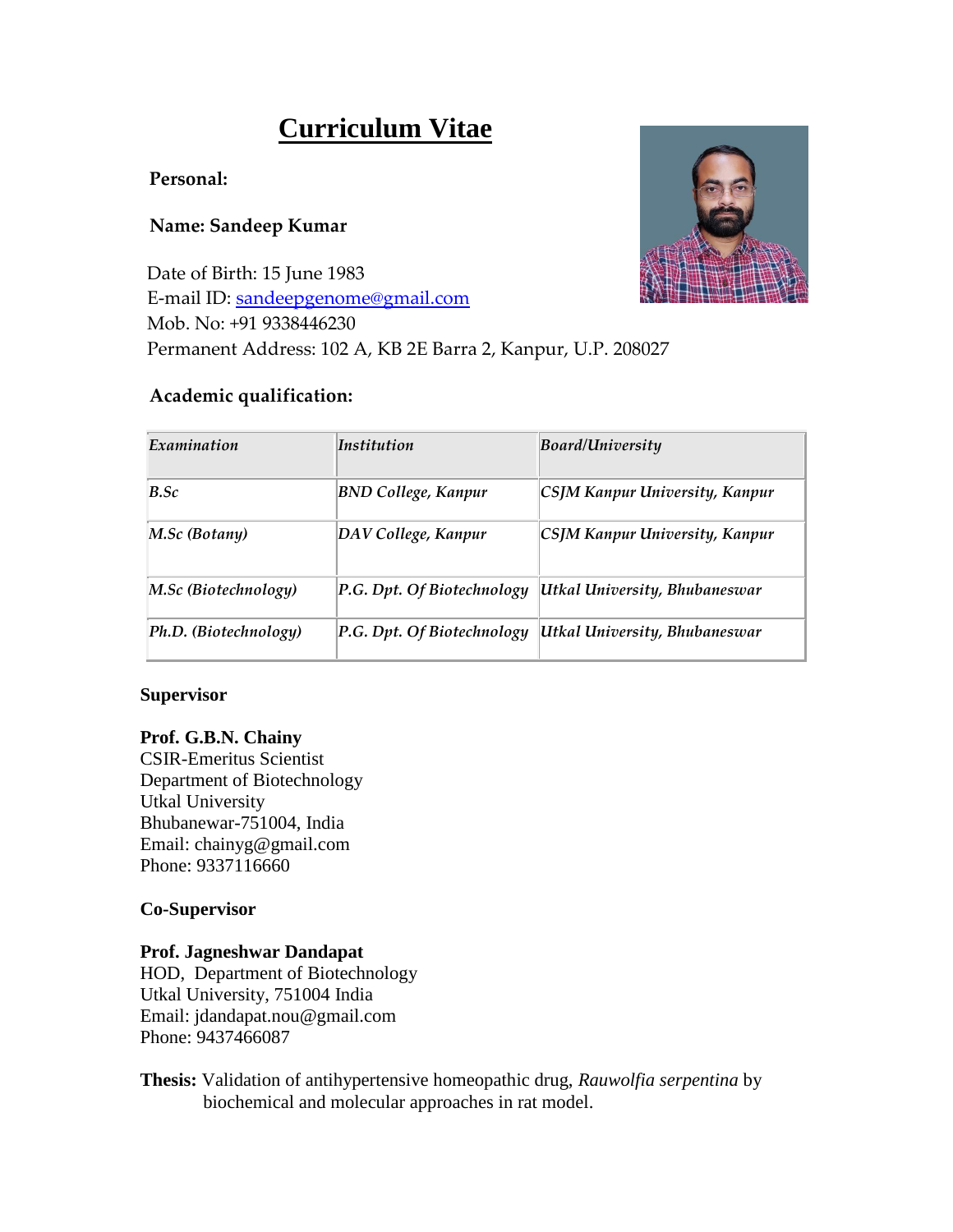# Curriculum Vitae

**Personal:**

**Name: Sandeep Kumar**

Date of Birth: 15 June 1983
E-mail ID: sandeepgenome@gmail.com
Mob. No: +91 9338446230
Permanent Address: 102 A, KB 2E Barra 2, Kanpur, U.P. 208027

**Academic qualification:**

| *Examination* | *Institution* | *Board/University* |
|---|---|---|
| ***B.Sc*** | ***BND College, Kanpur*** | ***CSJM Kanpur University, Kanpur*** |
| ***M.Sc (Botany)*** | ***DAV College, Kanpur*** | ***CSJM Kanpur University, Kanpur*** |
| ***M.Sc (Biotechnology)*** | ***P.G. Dpt. Of Biotechnology*** | ***Utkal University, Bhubaneswar*** |
| ***Ph.D. (Biotechnology)*** | ***P.G. Dpt. Of Biotechnology*** | ***Utkal University, Bhubaneswar*** |

**Supervisor**

**Prof. G.B.N. Chainy**
CSIR-Emeritus Scientist
Department of Biotechnology
Utkal University
Bhubanewar-751004, India
Email: chainyg@gmail.com
Phone: 9337116660

**Co-Supervisor**

**Prof. Jagneshwar Dandapat**
HOD, Department of Biotechnology
Utkal University, 751004 India
Email: jdandapat.nou@gmail.com
Phone: 9437466087

**Thesis:** Validation of antihypertensive homeopathic drug, *Rauwolfia serpentina* by biochemical and molecular approaches in rat model.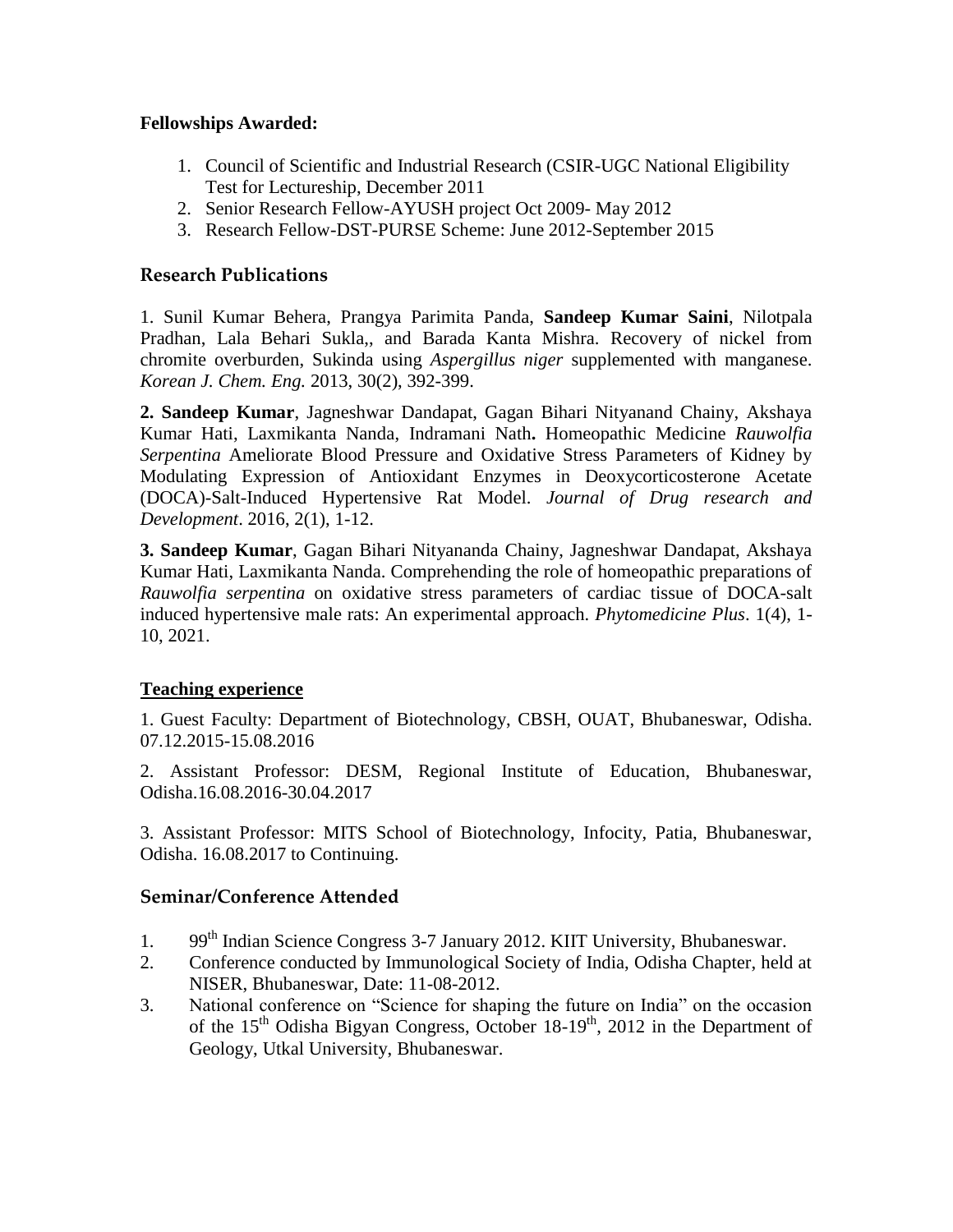**Fellowships Awarded:**

1. Council of Scientific and Industrial Research (CSIR-UGC National Eligibility Test for Lectureship, December 2011
2. Senior Research Fellow-AYUSH project Oct 2009- May 2012
3. Research Fellow-DST-PURSE Scheme: June 2012-September 2015

## Research Publications

1. Sunil Kumar Behera, Prangya Parimita Panda, **Sandeep Kumar Saini**, Nilotpala Pradhan, Lala Behari Sukla,, and Barada Kanta Mishra. Recovery of nickel from chromite overburden, Sukinda using *Aspergillus niger* supplemented with manganese. *Korean J. Chem. Eng.* 2013, 30(2), 392-399.

**2. Sandeep Kumar**, Jagneshwar Dandapat, Gagan Bihari Nityanand Chainy, Akshaya Kumar Hati, Laxmikanta Nanda, Indramani Nath**.** Homeopathic Medicine *Rauwolfia Serpentina* Ameliorate Blood Pressure and Oxidative Stress Parameters of Kidney by Modulating Expression of Antioxidant Enzymes in Deoxycorticosterone Acetate (DOCA)-Salt-Induced Hypertensive Rat Model. *Journal of Drug research and Development*. 2016, 2(1), 1-12.

**3. Sandeep Kumar**, Gagan Bihari Nityananda Chainy, Jagneshwar Dandapat, Akshaya Kumar Hati, Laxmikanta Nanda. Comprehending the role of homeopathic preparations of *Rauwolfia serpentina* on oxidative stress parameters of cardiac tissue of DOCA-salt induced hypertensive male rats: An experimental approach. *Phytomedicine Plus*. 1(4), 1-10, 2021.

## Teaching experience

1. Guest Faculty: Department of Biotechnology, CBSH, OUAT, Bhubaneswar, Odisha. 07.12.2015-15.08.2016

2. Assistant Professor: DESM, Regional Institute of Education, Bhubaneswar, Odisha.16.08.2016-30.04.2017

3. Assistant Professor: MITS School of Biotechnology, Infocity, Patia, Bhubaneswar, Odisha. 16.08.2017 to Continuing.

## Seminar/Conference Attended

1. 99th Indian Science Congress 3-7 January 2012. KIIT University, Bhubaneswar.
2. Conference conducted by Immunological Society of India, Odisha Chapter, held at NISER, Bhubaneswar, Date: 11-08-2012.
3. National conference on "Science for shaping the future on India" on the occasion of the 15th Odisha Bigyan Congress, October 18-19th, 2012 in the Department of Geology, Utkal University, Bhubaneswar.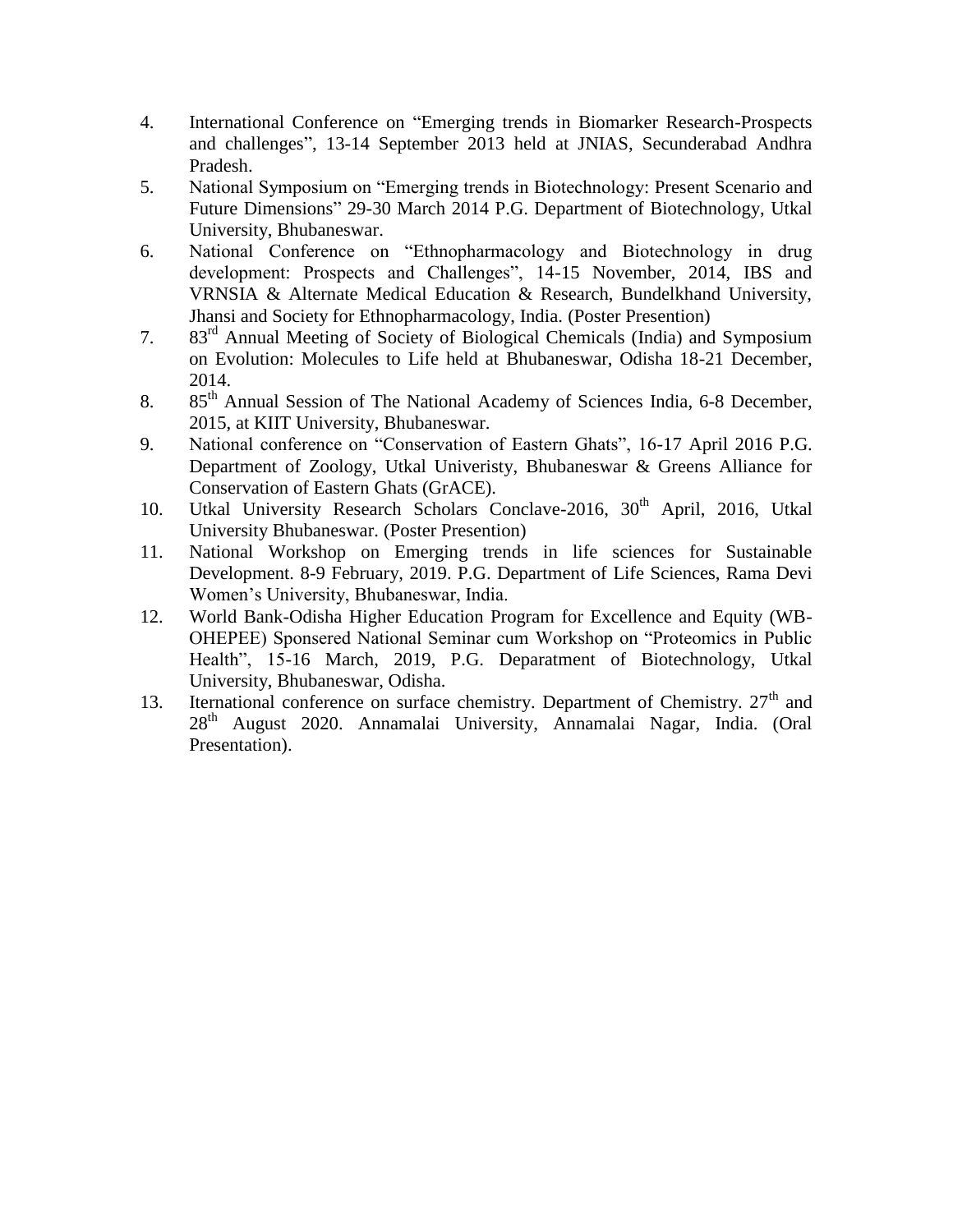4. International Conference on "Emerging trends in Biomarker Research-Prospects and challenges", 13-14 September 2013 held at JNIAS, Secunderabad Andhra Pradesh.
5. National Symposium on "Emerging trends in Biotechnology: Present Scenario and Future Dimensions" 29-30 March 2014 P.G. Department of Biotechnology, Utkal University, Bhubaneswar.
6. National Conference on "Ethnopharmacology and Biotechnology in drug development: Prospects and Challenges", 14-15 November, 2014, IBS and VRNSIA & Alternate Medical Education & Research, Bundelkhand University, Jhansi and Society for Ethnopharmacology, India. (Poster Presention)
7. 83rd Annual Meeting of Society of Biological Chemicals (India) and Symposium on Evolution: Molecules to Life held at Bhubaneswar, Odisha 18-21 December, 2014.
8. 85th Annual Session of The National Academy of Sciences India, 6-8 December, 2015, at KIIT University, Bhubaneswar.
9. National conference on "Conservation of Eastern Ghats", 16-17 April 2016 P.G. Department of Zoology, Utkal Univeristy, Bhubaneswar & Greens Alliance for Conservation of Eastern Ghats (GrACE).
10. Utkal University Research Scholars Conclave-2016, 30th April, 2016, Utkal University Bhubaneswar. (Poster Presention)
11. National Workshop on Emerging trends in life sciences for Sustainable Development. 8-9 February, 2019. P.G. Department of Life Sciences, Rama Devi Women's University, Bhubaneswar, India.
12. World Bank-Odisha Higher Education Program for Excellence and Equity (WB-OHEPEE) Sponsered National Seminar cum Workshop on "Proteomics in Public Health", 15-16 March, 2019, P.G. Deparatment of Biotechnology, Utkal University, Bhubaneswar, Odisha.
13. Iternational conference on surface chemistry. Department of Chemistry. 27th and 28th August 2020. Annamalai University, Annamalai Nagar, India. (Oral Presentation).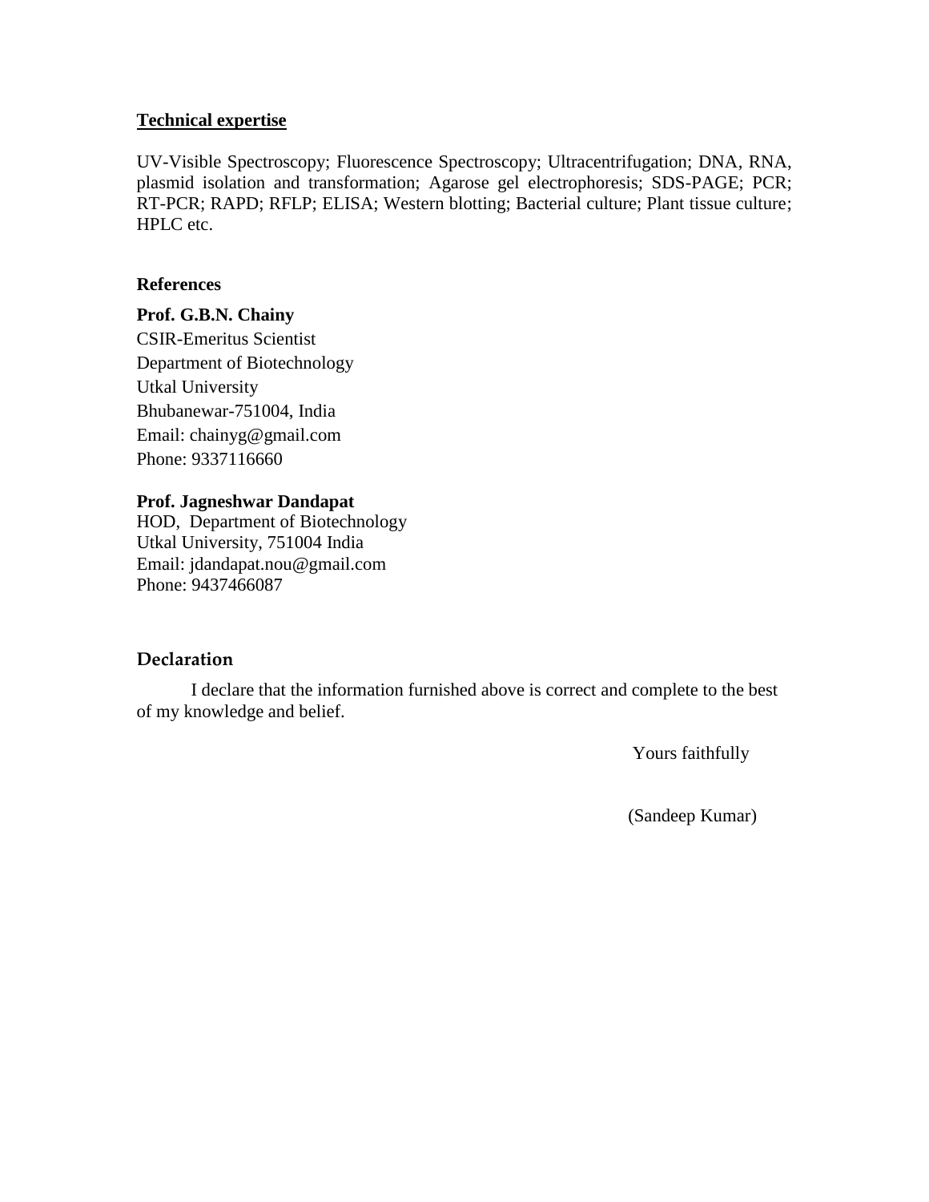## Technical expertise

UV-Visible Spectroscopy; Fluorescence Spectroscopy; Ultracentrifugation; DNA, RNA, plasmid isolation and transformation; Agarose gel electrophoresis; SDS-PAGE; PCR; RT-PCR; RAPD; RFLP; ELISA; Western blotting; Bacterial culture; Plant tissue culture; HPLC etc.

## References

**Prof. G.B.N. Chainy**
CSIR-Emeritus Scientist
Department of Biotechnology
Utkal University
Bhubanewar-751004, India
Email: chainyg@gmail.com
Phone: 9337116660

**Prof. Jagneshwar Dandapat**
HOD, Department of Biotechnology
Utkal University, 751004 India
Email: jdandapat.nou@gmail.com
Phone: 9437466087

## Declaration

I declare that the information furnished above is correct and complete to the best of my knowledge and belief.

Yours faithfully

(Sandeep Kumar)